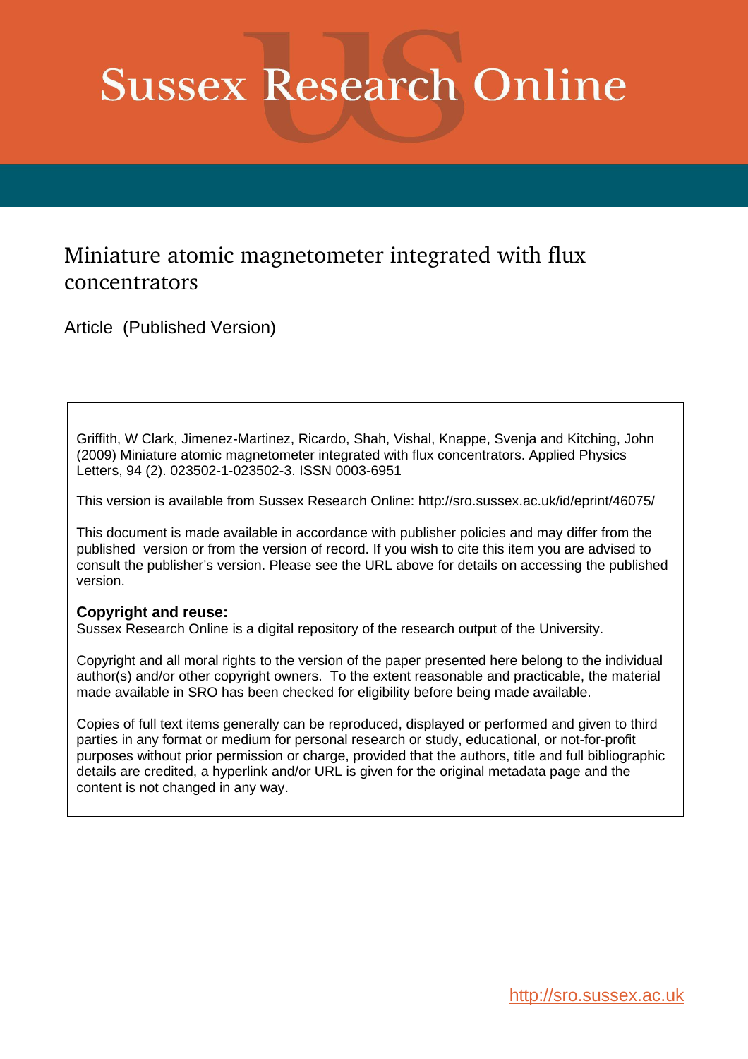# Sussex Research Online

## Miniature atomic magnetometer integrated with flux concentrators

Article (Published Version)

Griffith, W Clark, Jimenez-Martinez, Ricardo, Shah, Vishal, Knappe, Svenja and Kitching, John (2009) Miniature atomic magnetometer integrated with flux concentrators. Applied Physics Letters, 94 (2). 023502-1-023502-3. ISSN 0003-6951

This version is available from Sussex Research Online: http://sro.sussex.ac.uk/id/eprint/46075/

This document is made available in accordance with publisher policies and may differ from the published version or from the version of record. If you wish to cite this item you are advised to consult the publisher's version. Please see the URL above for details on accessing the published version.

**Copyright and reuse:**
Sussex Research Online is a digital repository of the research output of the University.

Copyright and all moral rights to the version of the paper presented here belong to the individual author(s) and/or other copyright owners. To the extent reasonable and practicable, the material made available in SRO has been checked for eligibility before being made available.

Copies of full text items generally can be reproduced, displayed or performed and given to third parties in any format or medium for personal research or study, educational, or not-for-profit purposes without prior permission or charge, provided that the authors, title and full bibliographic details are credited, a hyperlink and/or URL is given for the original metadata page and the content is not changed in any way.

http://sro.sussex.ac.uk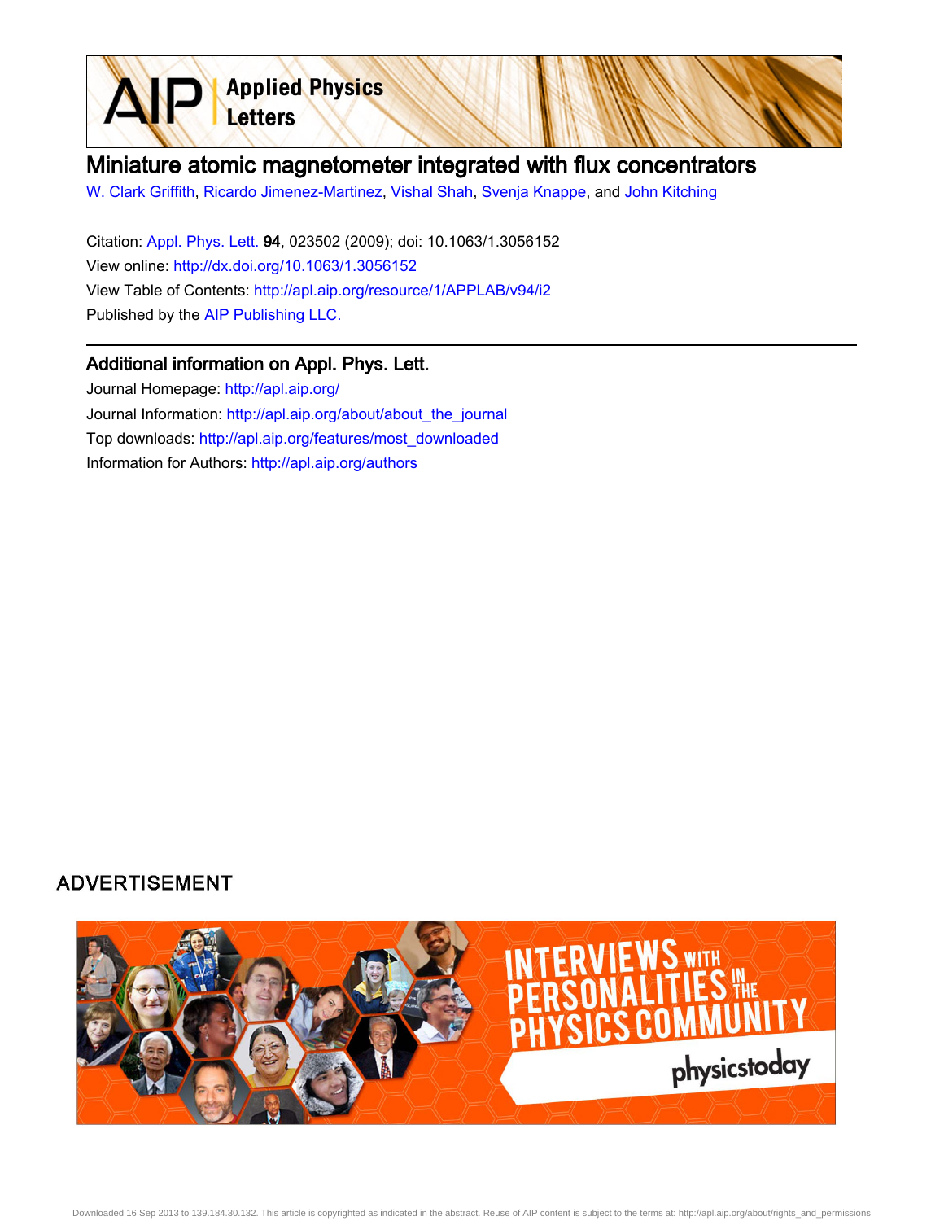# Miniature atomic magnetometer integrated with flux concentrators

W. Clark Griffith, Ricardo Jimenez-Martinez, Vishal Shah, Svenja Knappe, and John Kitching

Citation: Appl. Phys. Lett. **94**, 023502 (2009); doi: 10.1063/1.3056152

View online: http://dx.doi.org/10.1063/1.3056152

View Table of Contents: http://apl.aip.org/resource/1/APPLAB/v94/i2

Published by the AIP Publishing LLC.

## Additional information on Appl. Phys. Lett.

Journal Homepage: http://apl.aip.org/

Journal Information: http://apl.aip.org/about/about_the_journal

Top downloads: http://apl.aip.org/features/most_downloaded

Information for Authors: http://apl.aip.org/authors

ADVERTISEMENT

INTERVIEWS WITH PERSONALITIES IN THE PHYSICS COMMUNITY

physicstoday

Downloaded 16 Sep 2013 to 139.184.30.132. This article is copyrighted as indicated in the abstract. Reuse of AIP content is subject to the terms at: http://apl.aip.org/about/rights_and_permissions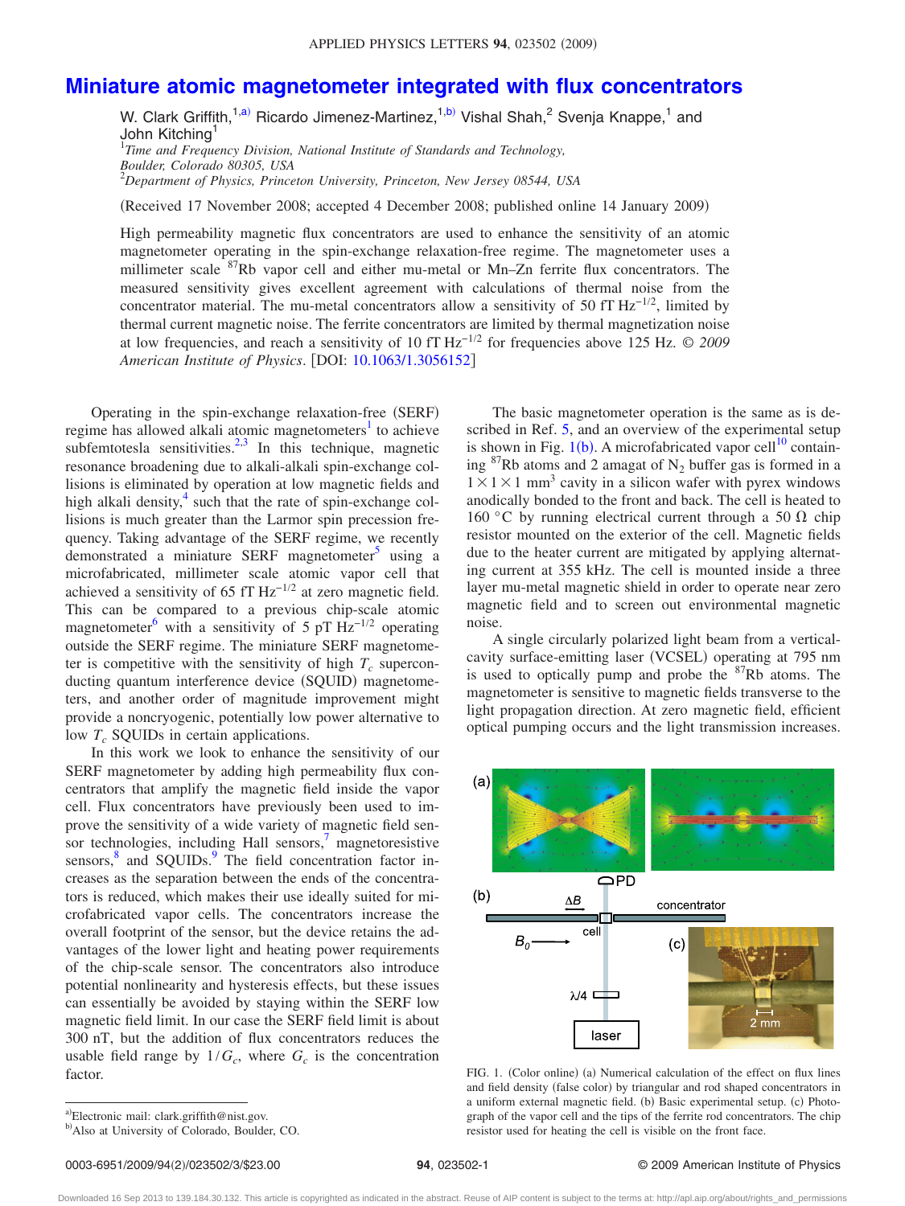# Miniature atomic magnetometer integrated with flux concentrators

W. Clark Griffith,[1,a)] Ricardo Jimenez-Martinez,[1,b)] Vishal Shah,[2] Svenja Knappe,[1] and John Kitching[1]

[1]*Time and Frequency Division, National Institute of Standards and Technology, Boulder, Colorado 80305, USA*
[2]*Department of Physics, Princeton University, Princeton, New Jersey 08544, USA*

(Received 17 November 2008; accepted 4 December 2008; published online 14 January 2009)

High permeability magnetic flux concentrators are used to enhance the sensitivity of an atomic magnetometer operating in the spin-exchange relaxation-free regime. The magnetometer uses a millimeter scale $^{87}$Rb vapor cell and either mu-metal or Mn–Zn ferrite flux concentrators. The measured sensitivity gives excellent agreement with calculations of thermal noise from the concentrator material. The mu-metal concentrators allow a sensitivity of 50 fT $\text{Hz}^{-1/2}$, limited by thermal current magnetic noise. The ferrite concentrators are limited by thermal magnetization noise at low frequencies, and reach a sensitivity of 10 fT $\text{Hz}^{-1/2}$ for frequencies above 125 Hz. © *2009 American Institute of Physics*. [DOI: 10.1063/1.3056152]

Operating in the spin-exchange relaxation-free (SERF) regime has allowed alkali atomic magnetometers[1] to achieve subfemtotesla sensitivities.[2,3] In this technique, magnetic resonance broadening due to alkali-alkali spin-exchange collisions is eliminated by operation at low magnetic fields and high alkali density,[4] such that the rate of spin-exchange collisions is much greater than the Larmor spin precession frequency. Taking advantage of the SERF regime, we recently demonstrated a miniature SERF magnetometer[5] using a microfabricated, millimeter scale atomic vapor cell that achieved a sensitivity of 65 fT $\text{Hz}^{-1/2}$ at zero magnetic field. This can be compared to a previous chip-scale atomic magnetometer[6] with a sensitivity of 5 pT $\text{Hz}^{-1/2}$ operating outside the SERF regime. The miniature SERF magnetometer is competitive with the sensitivity of high $T_c$ superconducting quantum interference device (SQUID) magnetometers, and another order of magnitude improvement might provide a noncryogenic, potentially low power alternative to low $T_c$ SQUIDs in certain applications.

In this work we look to enhance the sensitivity of our SERF magnetometer by adding high permeability flux concentrators that amplify the magnetic field inside the vapor cell. Flux concentrators have previously been used to improve the sensitivity of a wide variety of magnetic field sensor technologies, including Hall sensors,[7] magnetoresistive sensors,[8] and SQUIDs.[9] The field concentration factor increases as the separation between the ends of the concentrators is reduced, which makes their use ideally suited for microfabricated vapor cells. The concentrators increase the overall footprint of the sensor, but the device retains the advantages of the lower light and heating power requirements of the chip-scale sensor. The concentrators also introduce potential nonlinearity and hysteresis effects, but these issues can essentially be avoided by staying within the SERF low magnetic field limit. In our case the SERF field limit is about 300 nT, but the addition of flux concentrators reduces the usable field range by $1/G_c$, where $G_c$ is the concentration factor.

The basic magnetometer operation is the same as is described in Ref. 5, and an overview of the experimental setup is shown in Fig. 1(b). A microfabricated vapor cell[10] containing $^{87}$Rb atoms and 2 amagat of $N_2$ buffer gas is formed in a $1\times1\times1$ mm$^3$ cavity in a silicon wafer with pyrex windows anodically bonded to the front and back. The cell is heated to 160 °C by running electrical current through a 50 Ω chip resistor mounted on the exterior of the cell. Magnetic fields due to the heater current are mitigated by applying alternating current at 355 kHz. The cell is mounted inside a three layer mu-metal magnetic shield in order to operate near zero magnetic field and to screen out environmental magnetic noise.

A single circularly polarized light beam from a vertical-cavity surface-emitting laser (VCSEL) operating at 795 nm is used to optically pump and probe the $^{87}$Rb atoms. The magnetometer is sensitive to magnetic fields transverse to the light propagation direction. At zero magnetic field, efficient optical pumping occurs and the light transmission increases.

FIG. 1. (Color online) (a) Numerical calculation of the effect on flux lines and field density (false color) by triangular and rod shaped concentrators in a uniform external magnetic field. (b) Basic experimental setup. (c) Photograph of the vapor cell and the tips of the ferrite rod concentrators. The chip resistor used for heating the cell is visible on the front face.

a)Electronic mail: clark.griffith@nist.gov.
b)Also at University of Colorado, Boulder, CO.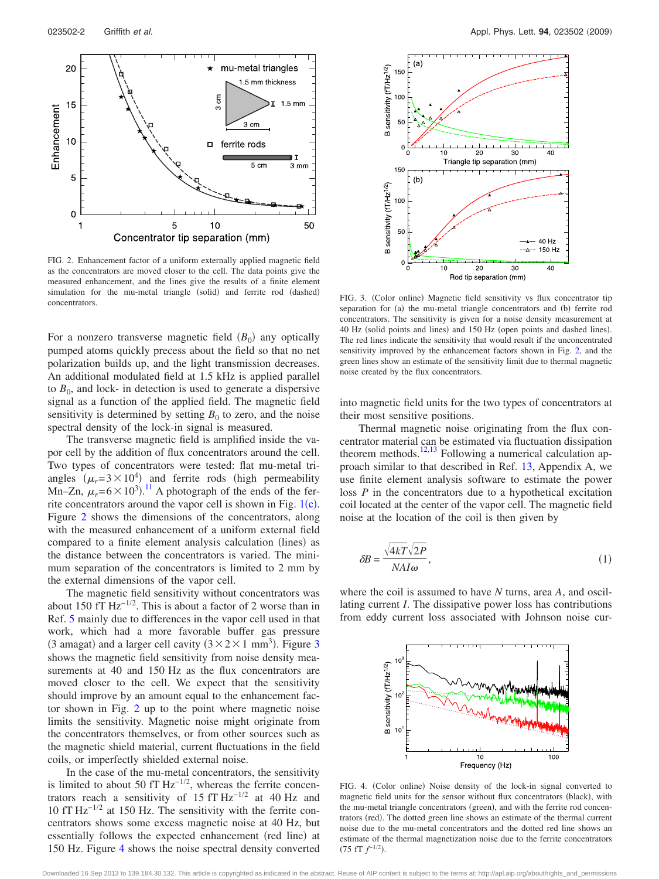FIG. 2. Enhancement factor of a uniform externally applied magnetic field as the concentrators are moved closer to the cell. The data points give the measured enhancement, and the lines give the results of a finite element simulation for the mu-metal triangle (solid) and ferrite rod (dashed) concentrators.

For a nonzero transverse magnetic field ($B_0$) any optically pumped atoms quickly precess about the field so that no net polarization builds up, and the light transmission decreases. An additional modulated field at 1.5 kHz is applied parallel to $B_0$, and lock- in detection is used to generate a dispersive signal as a function of the applied field. The magnetic field sensitivity is determined by setting $B_0$ to zero, and the noise spectral density of the lock-in signal is measured.

The transverse magnetic field is amplified inside the vapor cell by the addition of flux concentrators around the cell. Two types of concentrators were tested: flat mu-metal triangles ($\mu_r = 3\times10^4$) and ferrite rods (high permeability Mn–Zn, $\mu_r = 6\times10^3$).[11] A photograph of the ends of the ferrite concentrators around the vapor cell is shown in Fig. 1(c). Figure 2 shows the dimensions of the concentrators, along with the measured enhancement of a uniform external field compared to a finite element analysis calculation (lines) as the distance between the concentrators is varied. The minimum separation of the concentrators is limited to 2 mm by the external dimensions of the vapor cell.

The magnetic field sensitivity without concentrators was about 150 fT Hz$^{-1/2}$. This is about a factor of 2 worse than in Ref. 5 mainly due to differences in the vapor cell used in that work, which had a more favorable buffer gas pressure (3 amagat) and a larger cell cavity ($3\times2\times1$ mm$^3$). Figure 3 shows the magnetic field sensitivity from noise density measurements at 40 and 150 Hz as the flux concentrators are moved closer to the cell. We expect that the sensitivity should improve by an amount equal to the enhancement factor shown in Fig. 2 up to the point where magnetic noise limits the sensitivity. Magnetic noise might originate from the concentrators themselves, or from other sources such as the magnetic shield material, current fluctuations in the field coils, or imperfectly shielded external noise.

In the case of the mu-metal concentrators, the sensitivity is limited to about 50 fT Hz$^{-1/2}$, whereas the ferrite concentrators reach a sensitivity of 15 fT Hz$^{-1/2}$ at 40 Hz and 10 fT Hz$^{-1/2}$ at 150 Hz. The sensitivity with the ferrite concentrators shows some excess magnetic noise at 40 Hz, but essentially follows the expected enhancement (red line) at 150 Hz. Figure 4 shows the noise spectral density converted into magnetic field units for the two types of concentrators at their most sensitive positions.

FIG. 3. (Color online) Magnetic field sensitivity vs flux concentrator tip separation for (a) the mu-metal triangle concentrators and (b) ferrite rod concentrators. The sensitivity is given for a noise density measurement at 40 Hz (solid points and lines) and 150 Hz (open points and dashed lines). The red lines indicate the sensitivity that would result if the unconcentrated sensitivity improved by the enhancement factors shown in Fig. 2, and the green lines show an estimate of the sensitivity limit due to thermal magnetic noise created by the flux concentrators.

Thermal magnetic noise originating from the flux concentrator material can be estimated via fluctuation dissipation theorem methods.[12,13] Following a numerical calculation approach similar to that described in Ref. 13, Appendix A, we use finite element analysis software to estimate the power loss $P$ in the concentrators due to a hypothetical excitation coil located at the center of the vapor cell. The magnetic field noise at the location of the coil is then given by

$$\delta B = \frac{\sqrt{4kT}\sqrt{2P}}{NAI\omega}, \tag{1}$$

where the coil is assumed to have $N$ turns, area $A$, and oscillating current $I$. The dissipative power loss has contributions from eddy current loss associated with Johnson noise cur-

FIG. 4. (Color online) Noise density of the lock-in signal converted to magnetic field units for the sensor without flux concentrators (black), with the mu-metal triangle concentrators (green), and with the ferrite rod concentrators (red). The dotted green line shows an estimate of the thermal current noise due to the mu-metal concentrators and the dotted red line shows an estimate of the thermal magnetization noise due to the ferrite concentrators (75 fT $f^{-1/2}$).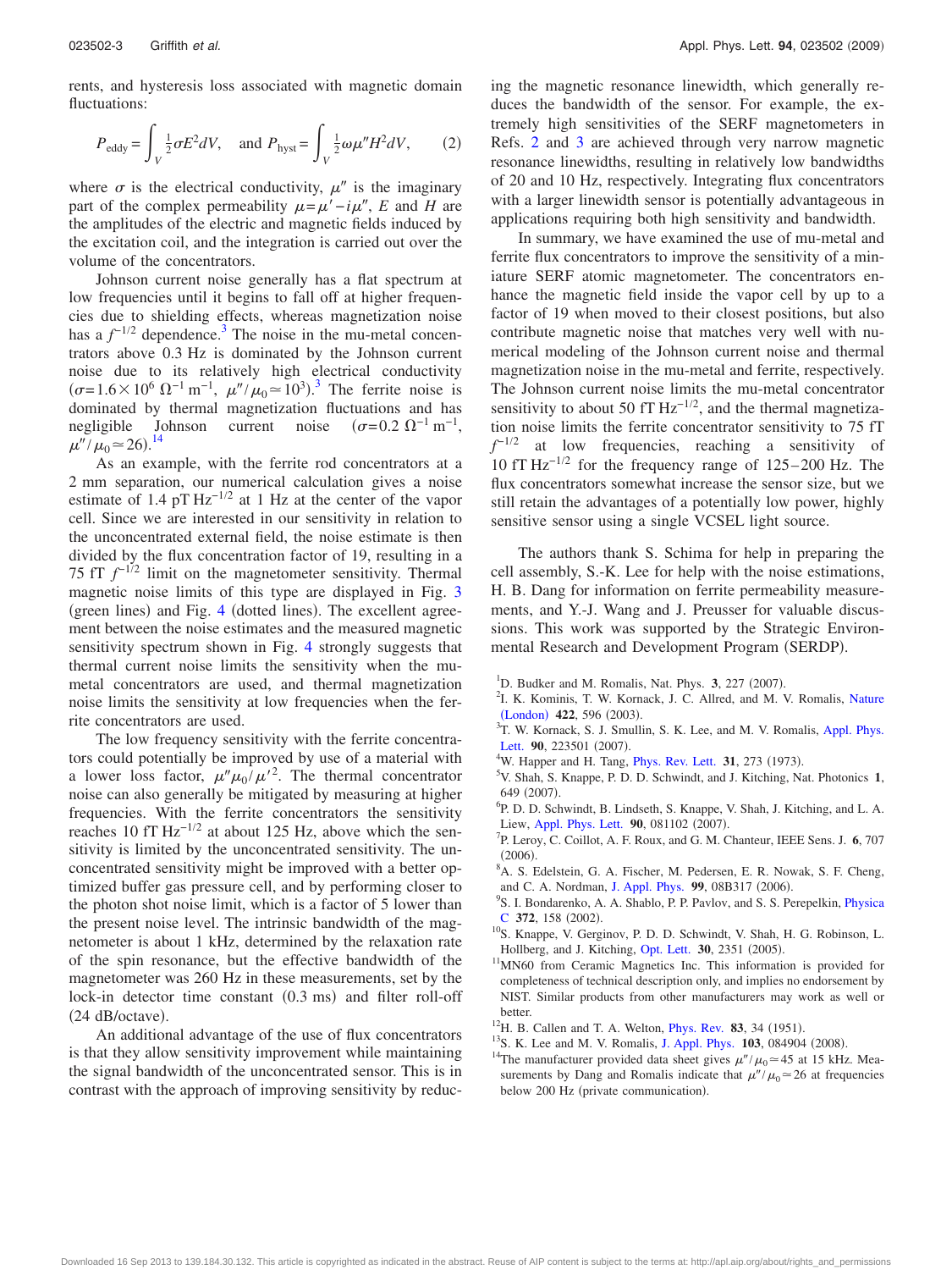rents, and hysteresis loss associated with magnetic domain fluctuations:

$$P_{\text{eddy}} = \int_V \tfrac{1}{2}\sigma E^2 dV, \quad \text{and } P_{\text{hyst}} = \int_V \tfrac{1}{2}\omega\mu'' H^2 dV, \qquad (2)$$

where $\sigma$ is the electrical conductivity, $\mu''$ is the imaginary part of the complex permeability $\mu = \mu' - i\mu''$, $E$ and $H$ are the amplitudes of the electric and magnetic fields induced by the excitation coil, and the integration is carried out over the volume of the concentrators.

Johnson current noise generally has a flat spectrum at low frequencies until it begins to fall off at higher frequencies due to shielding effects, whereas magnetization noise has a $f^{-1/2}$ dependence.[3] The noise in the mu-metal concentrators above 0.3 Hz is dominated by the Johnson current noise due to its relatively high electrical conductivity ($\sigma = 1.6 \times 10^6\ \Omega^{-1}\ \text{m}^{-1}$, $\mu''/\mu_0 \simeq 10^3$).[3] The ferrite noise is dominated by thermal magnetization fluctuations and has negligible Johnson current noise ($\sigma = 0.2\ \Omega^{-1}\ \text{m}^{-1}$, $\mu''/\mu_0 \simeq 26$).[14]

As an example, with the ferrite rod concentrators at a 2 mm separation, our numerical calculation gives a noise estimate of 1.4 pT $\text{Hz}^{-1/2}$ at 1 Hz at the center of the vapor cell. Since we are interested in our sensitivity in relation to the unconcentrated external field, the noise estimate is then divided by the flux concentration factor of 19, resulting in a 75 fT $f^{-1/2}$ limit on the magnetometer sensitivity. Thermal magnetic noise limits of this type are displayed in Fig. 3 (green lines) and Fig. 4 (dotted lines). The excellent agreement between the noise estimates and the measured magnetic sensitivity spectrum shown in Fig. 4 strongly suggests that thermal current noise limits the sensitivity when the mu-metal concentrators are used, and thermal magnetization noise limits the sensitivity at low frequencies when the ferrite concentrators are used.

The low frequency sensitivity with the ferrite concentrators could potentially be improved by use of a material with a lower loss factor, $\mu''\mu_0/\mu'^2$. The thermal concentrator noise can also generally be mitigated by measuring at higher frequencies. With the ferrite concentrators the sensitivity reaches 10 fT $\text{Hz}^{-1/2}$ at about 125 Hz, above which the sensitivity is limited by the unconcentrated sensitivity. The unconcentrated sensitivity might be improved with a better optimized buffer gas pressure cell, and by performing closer to the photon shot noise limit, which is a factor of 5 lower than the present noise level. The intrinsic bandwidth of the magnetometer is about 1 kHz, determined by the relaxation rate of the spin resonance, but the effective bandwidth of the magnetometer was 260 Hz in these measurements, set by the lock-in detector time constant (0.3 ms) and filter roll-off (24 dB/octave).

An additional advantage of the use of flux concentrators is that they allow sensitivity improvement while maintaining the signal bandwidth of the unconcentrated sensor. This is in contrast with the approach of improving sensitivity by reducing the magnetic resonance linewidth, which generally reduces the bandwidth of the sensor. For example, the extremely high sensitivities of the SERF magnetometers in Refs. 2 and 3 are achieved through very narrow magnetic resonance linewidths, resulting in relatively low bandwidths of 20 and 10 Hz, respectively. Integrating flux concentrators with a larger linewidth sensor is potentially advantageous in applications requiring both high sensitivity and bandwidth.

In summary, we have examined the use of mu-metal and ferrite flux concentrators to improve the sensitivity of a miniature SERF atomic magnetometer. The concentrators enhance the magnetic field inside the vapor cell by up to a factor of 19 when moved to their closest positions, but also contribute magnetic noise that matches very well with numerical modeling of the Johnson current noise and thermal magnetization noise in the mu-metal and ferrite, respectively. The Johnson current noise limits the mu-metal concentrator sensitivity to about 50 fT $\text{Hz}^{-1/2}$, and the thermal magnetization noise limits the ferrite concentrator sensitivity to 75 fT $f^{-1/2}$ at low frequencies, reaching a sensitivity of 10 fT $\text{Hz}^{-1/2}$ for the frequency range of 125–200 Hz. The flux concentrators somewhat increase the sensor size, but we still retain the advantages of a potentially low power, highly sensitive sensor using a single VCSEL light source.

The authors thank S. Schima for help in preparing the cell assembly, S.-K. Lee for help with the noise estimations, H. B. Dang for information on ferrite permeability measurements, and Y.-J. Wang and J. Preusser for valuable discussions. This work was supported by the Strategic Environmental Research and Development Program (SERDP).

[1] D. Budker and M. Romalis, Nat. Phys. **3**, 227 (2007).
[2] I. K. Kominis, T. W. Kornack, J. C. Allred, and M. V. Romalis, Nature (London) **422**, 596 (2003).
[3] T. W. Kornack, S. J. Smullin, S. K. Lee, and M. V. Romalis, Appl. Phys. Lett. **90**, 223501 (2007).
[4] W. Happer and H. Tang, Phys. Rev. Lett. **31**, 273 (1973).
[5] V. Shah, S. Knappe, P. D. D. Schwindt, and J. Kitching, Nat. Photonics **1**, 649 (2007).
[6] P. D. D. Schwindt, B. Lindseth, S. Knappe, V. Shah, J. Kitching, and L. A. Liew, Appl. Phys. Lett. **90**, 081102 (2007).
[7] P. Leroy, C. Coillot, A. F. Roux, and G. M. Chanteur, IEEE Sens. J. **6**, 707 (2006).
[8] A. S. Edelstein, G. A. Fischer, M. Pedersen, E. R. Nowak, S. F. Cheng, and C. A. Nordman, J. Appl. Phys. **99**, 08B317 (2006).
[9] S. I. Bondarenko, A. A. Shablo, P. P. Pavlov, and S. S. Perepelkin, Physica C **372**, 158 (2002).
[10] S. Knappe, V. Gerginov, P. D. D. Schwindt, V. Shah, H. G. Robinson, L. Hollberg, and J. Kitching, Opt. Lett. **30**, 2351 (2005).
[11] MN60 from Ceramic Magnetics Inc. This information is provided for completeness of technical description only, and implies no endorsement by NIST. Similar products from other manufacturers may work as well or better.
[12] H. B. Callen and T. A. Welton, Phys. Rev. **83**, 34 (1951).
[13] S. K. Lee and M. V. Romalis, J. Appl. Phys. **103**, 084904 (2008).
[14] The manufacturer provided data sheet gives $\mu''/\mu_0 \simeq 45$ at 15 kHz. Measurements by Dang and Romalis indicate that $\mu''/\mu_0 \simeq 26$ at frequencies below 200 Hz (private communication).